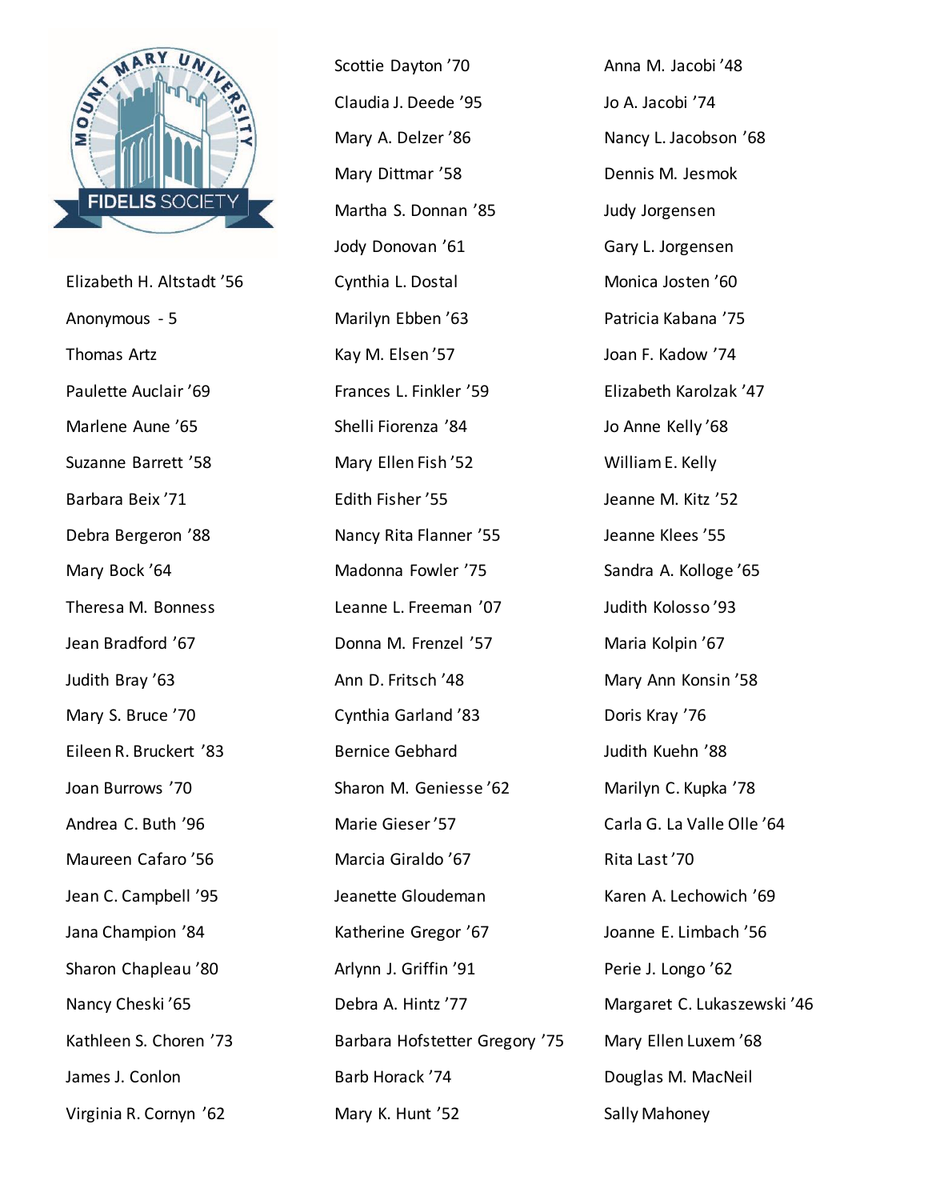# MOUNT MARY UNIVERSITY FIDELIS SOCIETY

Elizabeth H. Altstadt '56
Anonymous - 5
Thomas Artz
Paulette Auclair '69
Marlene Aune '65
Suzanne Barrett '58
Barbara Beix '71
Debra Bergeron '88
Mary Bock '64
Theresa M. Bonness
Jean Bradford '67
Judith Bray '63
Mary S. Bruce '70
Eileen R. Bruckert '83
Joan Burrows '70
Andrea C. Buth '96
Maureen Cafaro '56
Jean C. Campbell '95
Jana Champion '84
Sharon Chapleau '80
Nancy Cheski '65
Kathleen S. Choren '73
James J. Conlon
Virginia R. Cornyn '62

Scottie Dayton '70
Claudia J. Deede '95
Mary A. Delzer '86
Mary Dittmar '58
Martha S. Donnan '85
Jody Donovan '61
Cynthia L. Dostal
Marilyn Ebben '63
Kay M. Elsen '57
Frances L. Finkler '59
Shelli Fiorenza '84
Mary Ellen Fish '52
Edith Fisher '55
Nancy Rita Flanner '55
Madonna Fowler '75
Leanne L. Freeman '07
Donna M. Frenzel '57
Ann D. Fritsch '48
Cynthia Garland '83
Bernice Gebhard
Sharon M. Geniesse '62
Marie Gieser '57
Marcia Giraldo '67
Jeanette Gloudeman
Katherine Gregor '67
Arlynn J. Griffin '91
Debra A. Hintz '77
Barbara Hofstetter Gregory '75
Barb Horack '74
Mary K. Hunt '52

Anna M. Jacobi '48
Jo A. Jacobi '74
Nancy L. Jacobson '68
Dennis M. Jesmok
Judy Jorgensen
Gary L. Jorgensen
Monica Josten '60
Patricia Kabana '75
Joan F. Kadow '74
Elizabeth Karolzak '47
Jo Anne Kelly '68
William E. Kelly
Jeanne M. Kitz '52
Jeanne Klees '55
Sandra A. Kolloge '65
Judith Kolosso '93
Maria Kolpin '67
Mary Ann Konsin '58
Doris Kray '76
Judith Kuehn '88
Marilyn C. Kupka '78
Carla G. La Valle Olle '64
Rita Last '70
Karen A. Lechowich '69
Joanne E. Limbach '56
Perie J. Longo '62
Margaret C. Lukaszewski '46
Mary Ellen Luxem '68
Douglas M. MacNeil
Sally Mahoney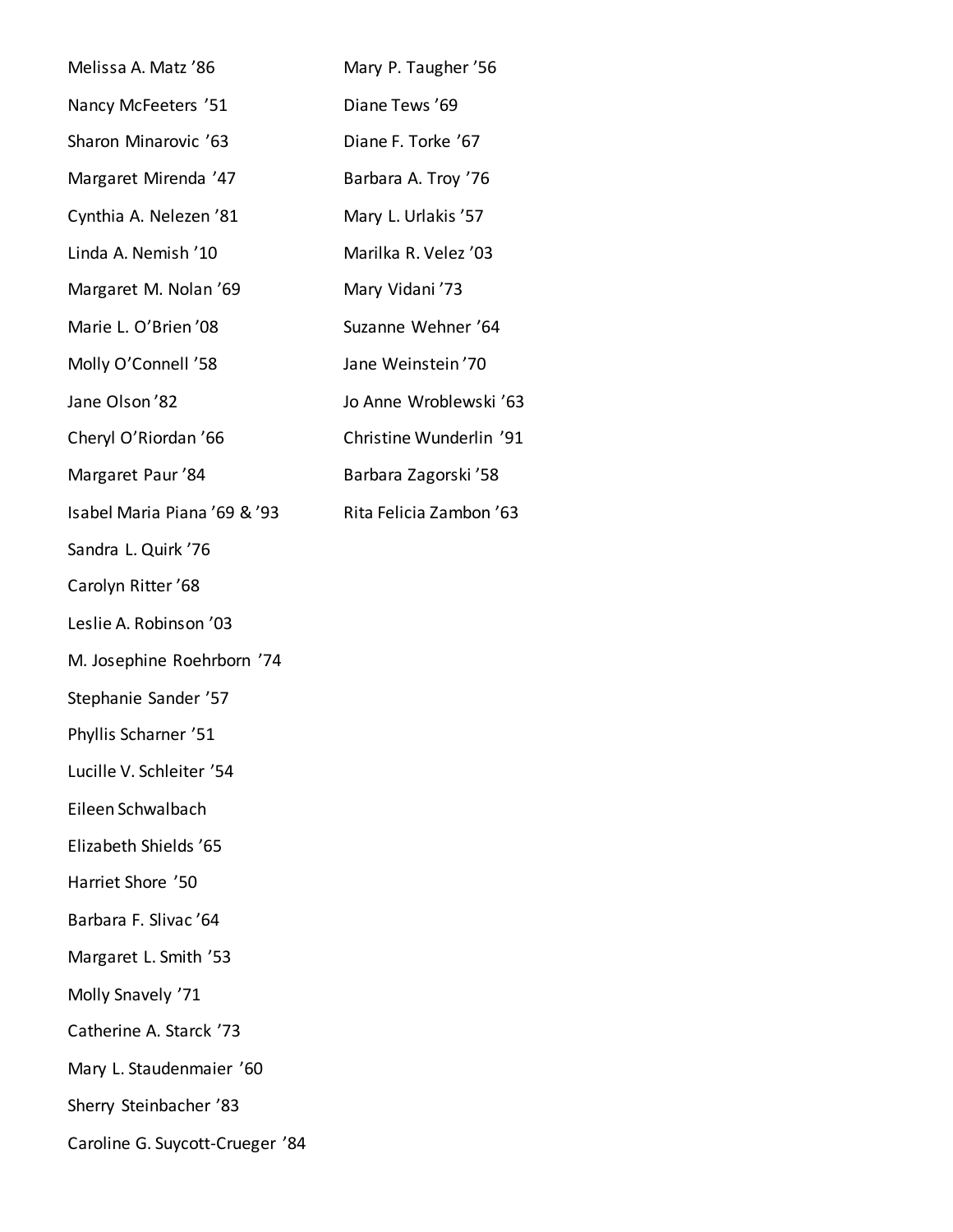Melissa A. Matz ’86

Nancy McFeeters ’51

Sharon Minarovic ’63

Margaret Mirenda ’47

Cynthia A. Nelezen ’81

Linda A. Nemish ’10

Margaret M. Nolan ’69

Marie L. O’Brien ’08

Molly O’Connell ’58

Jane Olson ’82

Cheryl O’Riordan ’66

Margaret Paur ’84

Isabel Maria Piana ’69 & ’93

Sandra L. Quirk ’76

Carolyn Ritter ’68

Leslie A. Robinson ’03

M. Josephine Roehrborn ’74

Stephanie Sander ’57

Phyllis Scharner ’51

Lucille V. Schleiter ’54

Eileen Schwalbach

Elizabeth Shields ’65

Harriet Shore ’50

Barbara F. Slivac ’64

Margaret L. Smith ’53

Molly Snavely ’71

Catherine A. Starck ’73

Mary L. Staudenmaier ’60

Sherry Steinbacher ’83

Caroline G. Suycott-Crueger ’84

Mary P. Taugher ’56

Diane Tews ’69

Diane F. Torke ’67

Barbara A. Troy ’76

Mary L. Urlakis ’57

Marilka R. Velez ’03

Mary Vidani ’73

Suzanne Wehner ’64

Jane Weinstein ’70

Jo Anne Wroblewski ’63

Christine Wunderlin ’91

Barbara Zagorski ’58

Rita Felicia Zambon ’63